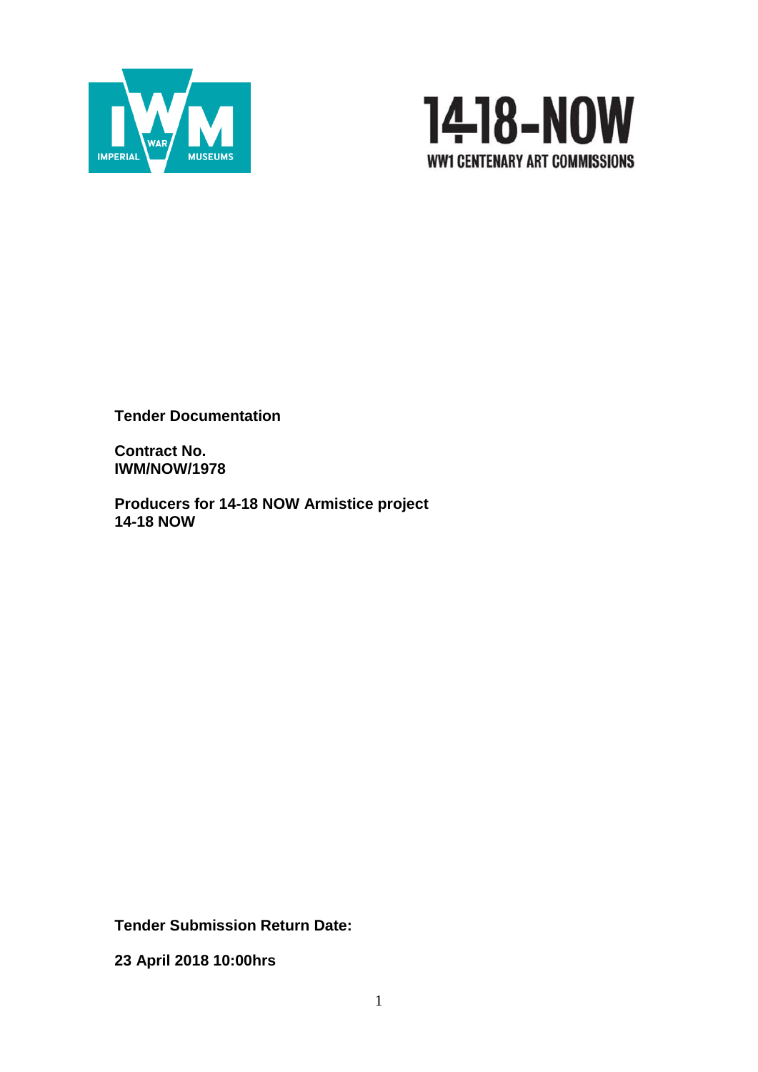**Tender Documentation**

**Contract No.**
**IWM/NOW/1978**

**Producers for 14-18 NOW Armistice project**
**14-18 NOW**

**Tender Submission Return Date:**

**23 April 2018 10:00hrs**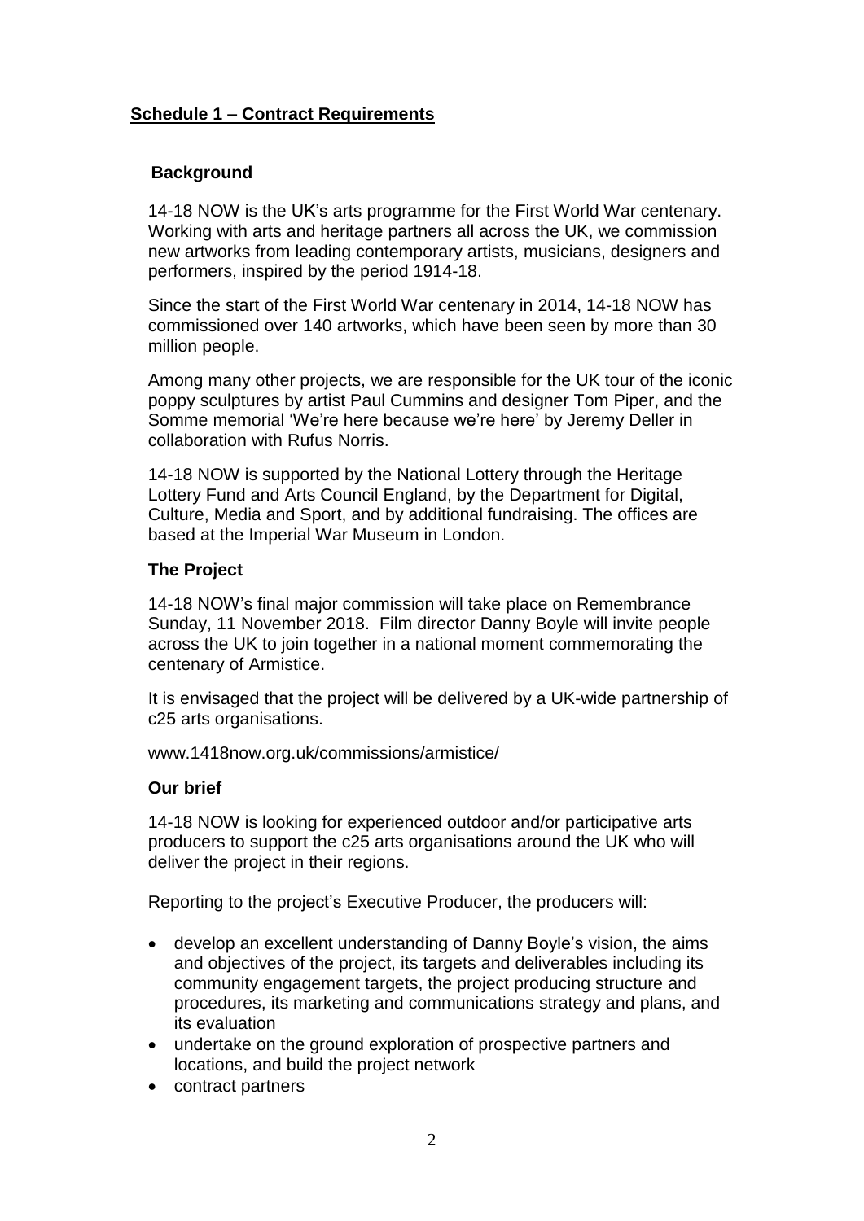## Schedule 1 – Contract Requirements

### Background

14-18 NOW is the UK's arts programme for the First World War centenary. Working with arts and heritage partners all across the UK, we commission new artworks from leading contemporary artists, musicians, designers and performers, inspired by the period 1914-18.

Since the start of the First World War centenary in 2014, 14-18 NOW has commissioned over 140 artworks, which have been seen by more than 30 million people.

Among many other projects, we are responsible for the UK tour of the iconic poppy sculptures by artist Paul Cummins and designer Tom Piper, and the Somme memorial 'We're here because we're here' by Jeremy Deller in collaboration with Rufus Norris.

14-18 NOW is supported by the National Lottery through the Heritage Lottery Fund and Arts Council England, by the Department for Digital, Culture, Media and Sport, and by additional fundraising. The offices are based at the Imperial War Museum in London.

### The Project

14-18 NOW's final major commission will take place on Remembrance Sunday, 11 November 2018. Film director Danny Boyle will invite people across the UK to join together in a national moment commemorating the centenary of Armistice.

It is envisaged that the project will be delivered by a UK-wide partnership of c25 arts organisations.

www.1418now.org.uk/commissions/armistice/

### Our brief

14-18 NOW is looking for experienced outdoor and/or participative arts producers to support the c25 arts organisations around the UK who will deliver the project in their regions.

Reporting to the project's Executive Producer, the producers will:

- develop an excellent understanding of Danny Boyle's vision, the aims and objectives of the project, its targets and deliverables including its community engagement targets, the project producing structure and procedures, its marketing and communications strategy and plans, and its evaluation
- undertake on the ground exploration of prospective partners and locations, and build the project network
- contract partners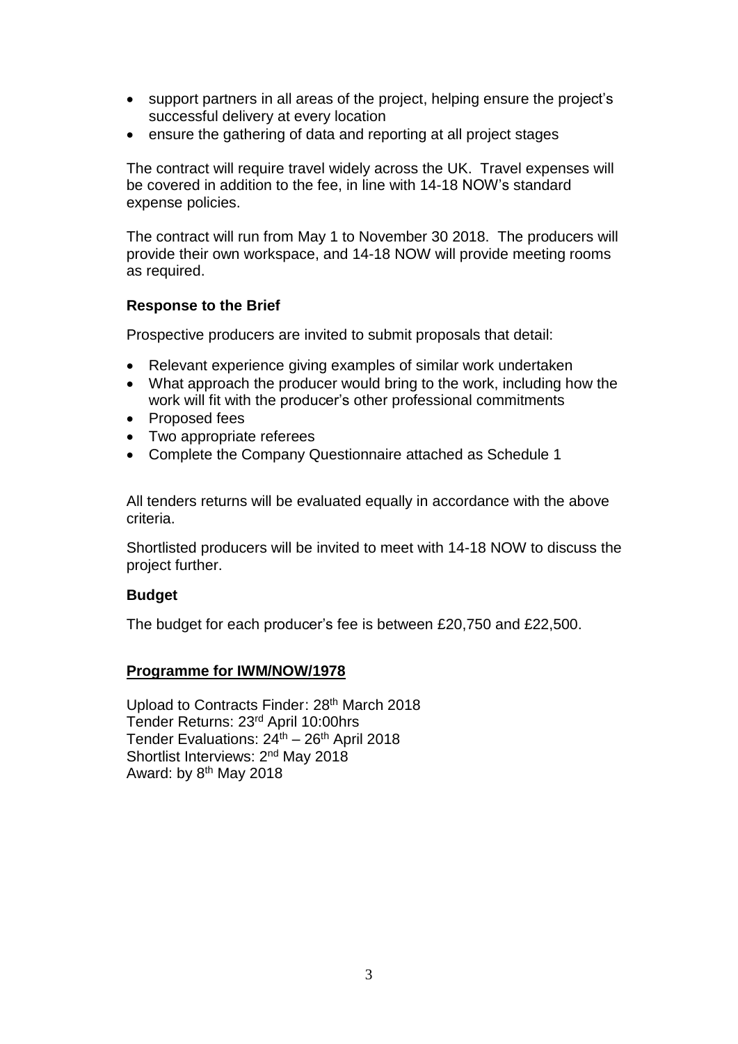- support partners in all areas of the project, helping ensure the project's successful delivery at every location
- ensure the gathering of data and reporting at all project stages

The contract will require travel widely across the UK. Travel expenses will be covered in addition to the fee, in line with 14-18 NOW's standard expense policies.

The contract will run from May 1 to November 30 2018. The producers will provide their own workspace, and 14-18 NOW will provide meeting rooms as required.

**Response to the Brief**

Prospective producers are invited to submit proposals that detail:

- Relevant experience giving examples of similar work undertaken
- What approach the producer would bring to the work, including how the work will fit with the producer's other professional commitments
- Proposed fees
- Two appropriate referees
- Complete the Company Questionnaire attached as Schedule 1

All tenders returns will be evaluated equally in accordance with the above criteria.

Shortlisted producers will be invited to meet with 14-18 NOW to discuss the project further.

**Budget**

The budget for each producer's fee is between £20,750 and £22,500.

**Programme for IWM/NOW/1978**

Upload to Contracts Finder: 28th March 2018
Tender Returns: 23rd April 10:00hrs
Tender Evaluations: 24th – 26th April 2018
Shortlist Interviews: 2nd May 2018
Award: by 8th May 2018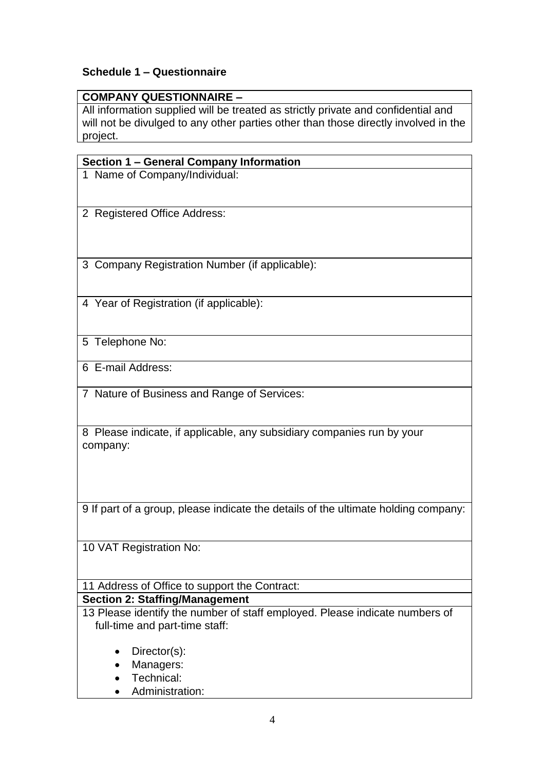**Schedule 1 – Questionnaire**

| **COMPANY QUESTIONNAIRE –** |
|---|
| All information supplied will be treated as strictly private and confidential and will not be divulged to any other parties other than those directly involved in the project. |

| **Section 1 – General Company Information** |
|---|
| 1 Name of Company/Individual: |
| 2 Registered Office Address: |
| 3 Company Registration Number (if applicable): |
| 4 Year of Registration (if applicable): |
| 5 Telephone No: |
| 6 E-mail Address: |
| 7 Nature of Business and Range of Services: |
| 8 Please indicate, if applicable, any subsidiary companies run by your company: |
| 9 If part of a group, please indicate the details of the ultimate holding company: |
| 10 VAT Registration No: |
| 11 Address of Office to support the Contract: |
| **Section 2: Staffing/Management** |
| 13 Please identify the number of staff employed. Please indicate numbers of full-time and part-time staff:<br><br>• Director(s):<br>• Managers:<br>• Technical:<br>• Administration: |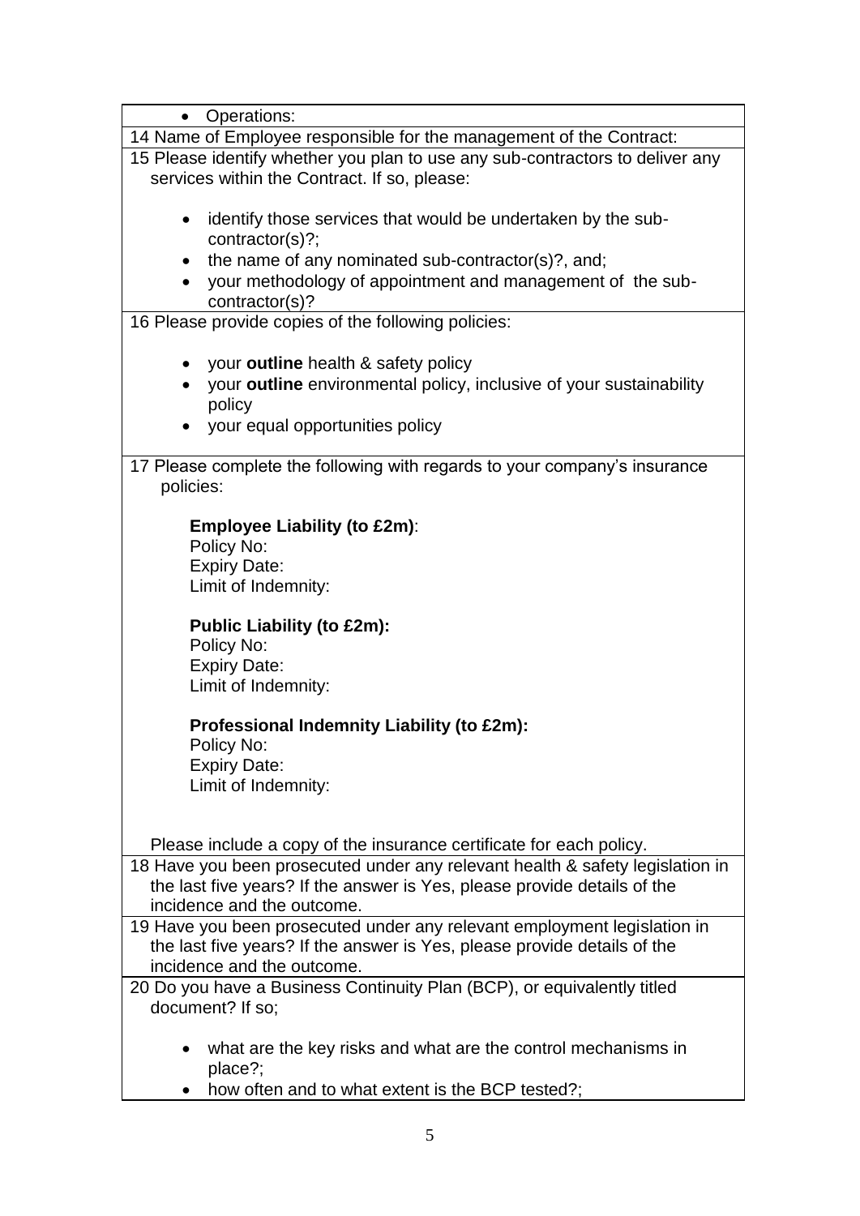| |
|---|
| • Operations: |
| 14 Name of Employee responsible for the management of the Contract: |
| 15 Please identify whether you plan to use any sub-contractors to deliver any services within the Contract. If so, please:<br><br>• identify those services that would be undertaken by the sub-contractor(s)?;<br>• the name of any nominated sub-contractor(s)?, and;<br>• your methodology of appointment and management of the sub-contractor(s)? |
| 16 Please provide copies of the following policies:<br><br>• your **outline** health & safety policy<br>• your **outline** environmental policy, inclusive of your sustainability policy<br>• your equal opportunities policy |
| 17 Please complete the following with regards to your company's insurance policies:<br><br>**Employee Liability (to £2m)**:<br>Policy No:<br>Expiry Date:<br>Limit of Indemnity:<br><br>**Public Liability (to £2m):**<br>Policy No:<br>Expiry Date:<br>Limit of Indemnity:<br><br>**Professional Indemnity Liability (to £2m):**<br>Policy No:<br>Expiry Date:<br>Limit of Indemnity:<br><br>Please include a copy of the insurance certificate for each policy. |
| 18 Have you been prosecuted under any relevant health & safety legislation in the last five years? If the answer is Yes, please provide details of the incidence and the outcome. |
| 19 Have you been prosecuted under any relevant employment legislation in the last five years? If the answer is Yes, please provide details of the incidence and the outcome. |
| 20 Do you have a Business Continuity Plan (BCP), or equivalently titled document? If so;<br><br>• what are the key risks and what are the control mechanisms in place?;<br>• how often and to what extent is the BCP tested?; |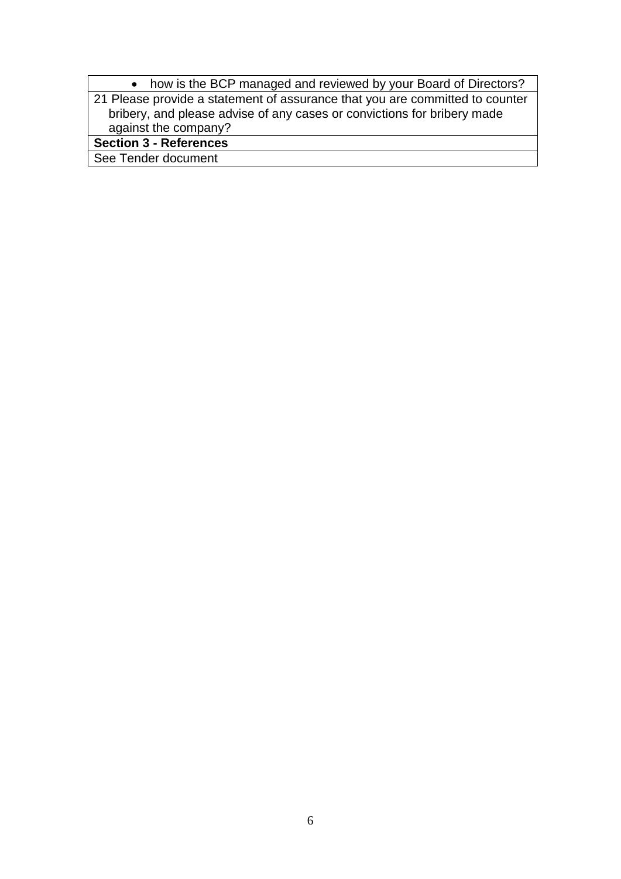| |
|---|
| • how is the BCP managed and reviewed by your Board of Directors? |
| 21 Please provide a statement of assurance that you are committed to counter bribery, and please advise of any cases or convictions for bribery made against the company? |
| **Section 3 - References** |
| See Tender document |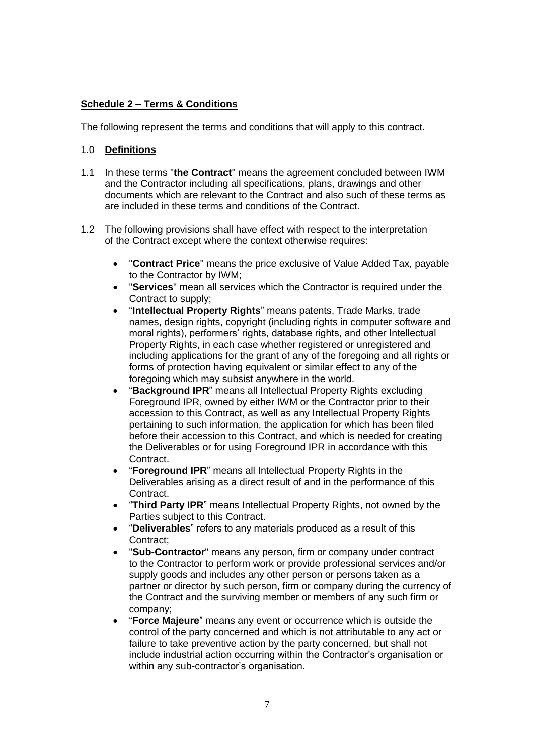**Schedule 2 – Terms & Conditions**

The following represent the terms and conditions that will apply to this contract.

## 1.0 Definitions

1.1 In these terms "**the Contract**" means the agreement concluded between IWM and the Contractor including all specifications, plans, drawings and other documents which are relevant to the Contract and also such of these terms as are included in these terms and conditions of the Contract.

1.2 The following provisions shall have effect with respect to the interpretation of the Contract except where the context otherwise requires:

- "**Contract Price**" means the price exclusive of Value Added Tax, payable to the Contractor by IWM;
- "**Services**" mean all services which the Contractor is required under the Contract to supply;
- "**Intellectual Property Rights**" means patents, Trade Marks, trade names, design rights, copyright (including rights in computer software and moral rights), performers' rights, database rights, and other Intellectual Property Rights, in each case whether registered or unregistered and including applications for the grant of any of the foregoing and all rights or forms of protection having equivalent or similar effect to any of the foregoing which may subsist anywhere in the world.
- "**Background IPR**" means all Intellectual Property Rights excluding Foreground IPR, owned by either IWM or the Contractor prior to their accession to this Contract, as well as any Intellectual Property Rights pertaining to such information, the application for which has been filed before their accession to this Contract, and which is needed for creating the Deliverables or for using Foreground IPR in accordance with this Contract.
- "**Foreground IPR**" means all Intellectual Property Rights in the Deliverables arising as a direct result of and in the performance of this Contract.
- "**Third Party IPR**" means Intellectual Property Rights, not owned by the Parties subject to this Contract.
- "**Deliverables**" refers to any materials produced as a result of this Contract;
- "**Sub-Contractor**" means any person, firm or company under contract to the Contractor to perform work or provide professional services and/or supply goods and includes any other person or persons taken as a partner or director by such person, firm or company during the currency of the Contract and the surviving member or members of any such firm or company;
- "**Force Majeure**" means any event or occurrence which is outside the control of the party concerned and which is not attributable to any act or failure to take preventive action by the party concerned, but shall not include industrial action occurring within the Contractor's organisation or within any sub-contractor's organisation.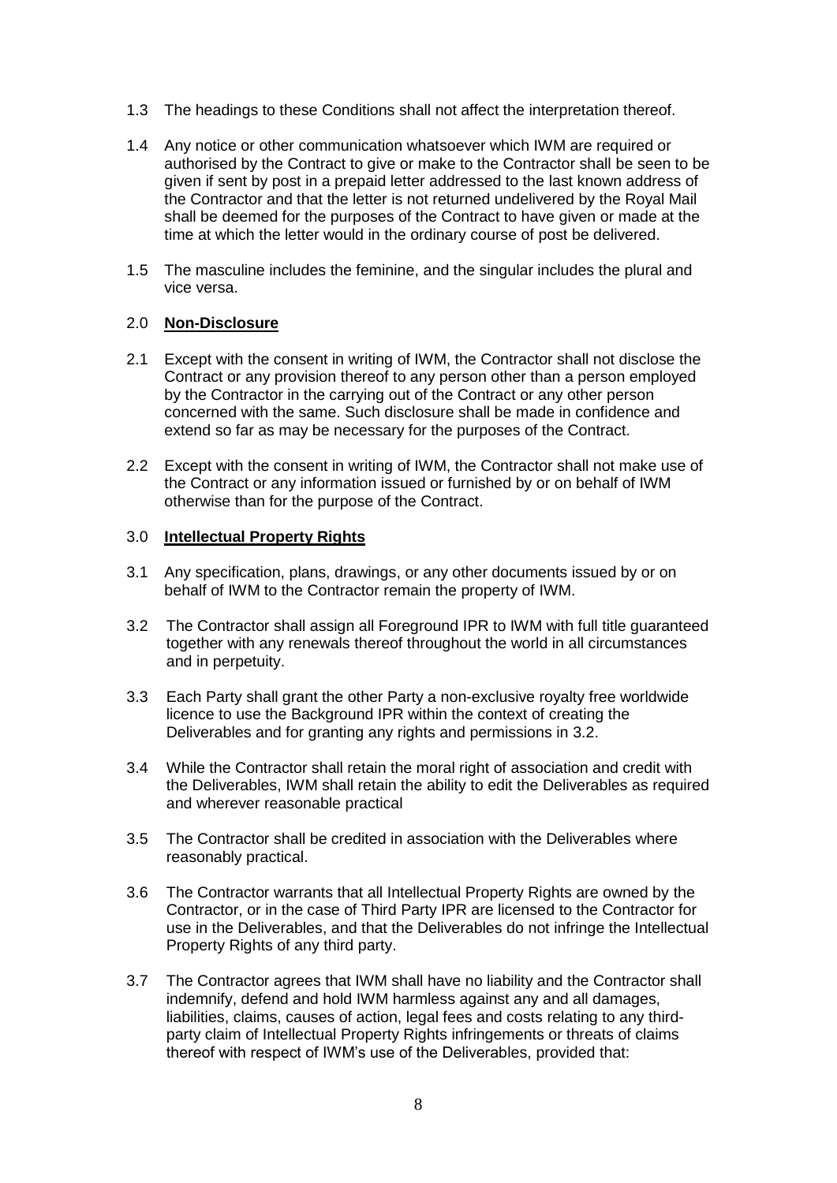1.3 The headings to these Conditions shall not affect the interpretation thereof.

1.4 Any notice or other communication whatsoever which IWM are required or authorised by the Contract to give or make to the Contractor shall be seen to be given if sent by post in a prepaid letter addressed to the last known address of the Contractor and that the letter is not returned undelivered by the Royal Mail shall be deemed for the purposes of the Contract to have given or made at the time at which the letter would in the ordinary course of post be delivered.

1.5 The masculine includes the feminine, and the singular includes the plural and vice versa.

## 2.0 **Non-Disclosure**

2.1 Except with the consent in writing of IWM, the Contractor shall not disclose the Contract or any provision thereof to any person other than a person employed by the Contractor in the carrying out of the Contract or any other person concerned with the same. Such disclosure shall be made in confidence and extend so far as may be necessary for the purposes of the Contract.

2.2 Except with the consent in writing of IWM, the Contractor shall not make use of the Contract or any information issued or furnished by or on behalf of IWM otherwise than for the purpose of the Contract.

## 3.0 **Intellectual Property Rights**

3.1 Any specification, plans, drawings, or any other documents issued by or on behalf of IWM to the Contractor remain the property of IWM.

3.2 The Contractor shall assign all Foreground IPR to IWM with full title guaranteed together with any renewals thereof throughout the world in all circumstances and in perpetuity.

3.3 Each Party shall grant the other Party a non-exclusive royalty free worldwide licence to use the Background IPR within the context of creating the Deliverables and for granting any rights and permissions in 3.2.

3.4 While the Contractor shall retain the moral right of association and credit with the Deliverables, IWM shall retain the ability to edit the Deliverables as required and wherever reasonable practical

3.5 The Contractor shall be credited in association with the Deliverables where reasonably practical.

3.6 The Contractor warrants that all Intellectual Property Rights are owned by the Contractor, or in the case of Third Party IPR are licensed to the Contractor for use in the Deliverables, and that the Deliverables do not infringe the Intellectual Property Rights of any third party.

3.7 The Contractor agrees that IWM shall have no liability and the Contractor shall indemnify, defend and hold IWM harmless against any and all damages, liabilities, claims, causes of action, legal fees and costs relating to any third-party claim of Intellectual Property Rights infringements or threats of claims thereof with respect of IWM's use of the Deliverables, provided that: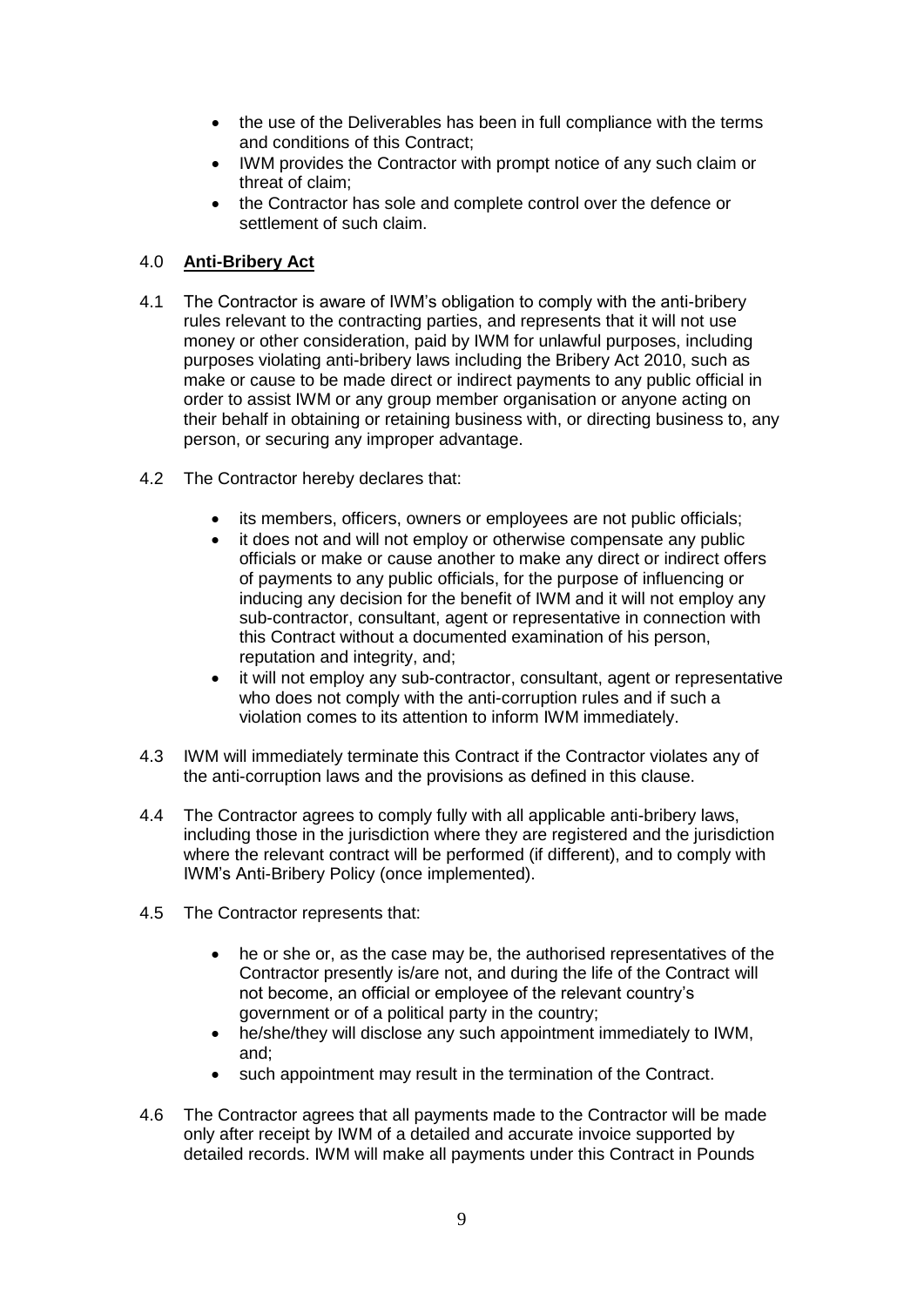- the use of the Deliverables has been in full compliance with the terms and conditions of this Contract;
- IWM provides the Contractor with prompt notice of any such claim or threat of claim;
- the Contractor has sole and complete control over the defence or settlement of such claim.

## 4.0 **Anti-Bribery Act**

4.1 The Contractor is aware of IWM's obligation to comply with the anti-bribery rules relevant to the contracting parties, and represents that it will not use money or other consideration, paid by IWM for unlawful purposes, including purposes violating anti-bribery laws including the Bribery Act 2010, such as make or cause to be made direct or indirect payments to any public official in order to assist IWM or any group member organisation or anyone acting on their behalf in obtaining or retaining business with, or directing business to, any person, or securing any improper advantage.

4.2 The Contractor hereby declares that:

- its members, officers, owners or employees are not public officials;
- it does not and will not employ or otherwise compensate any public officials or make or cause another to make any direct or indirect offers of payments to any public officials, for the purpose of influencing or inducing any decision for the benefit of IWM and it will not employ any sub-contractor, consultant, agent or representative in connection with this Contract without a documented examination of his person, reputation and integrity, and;
- it will not employ any sub-contractor, consultant, agent or representative who does not comply with the anti-corruption rules and if such a violation comes to its attention to inform IWM immediately.

4.3 IWM will immediately terminate this Contract if the Contractor violates any of the anti-corruption laws and the provisions as defined in this clause.

4.4 The Contractor agrees to comply fully with all applicable anti-bribery laws, including those in the jurisdiction where they are registered and the jurisdiction where the relevant contract will be performed (if different), and to comply with IWM's Anti-Bribery Policy (once implemented).

4.5 The Contractor represents that:

- he or she or, as the case may be, the authorised representatives of the Contractor presently is/are not, and during the life of the Contract will not become, an official or employee of the relevant country's government or of a political party in the country;
- he/she/they will disclose any such appointment immediately to IWM, and;
- such appointment may result in the termination of the Contract.

4.6 The Contractor agrees that all payments made to the Contractor will be made only after receipt by IWM of a detailed and accurate invoice supported by detailed records. IWM will make all payments under this Contract in Pounds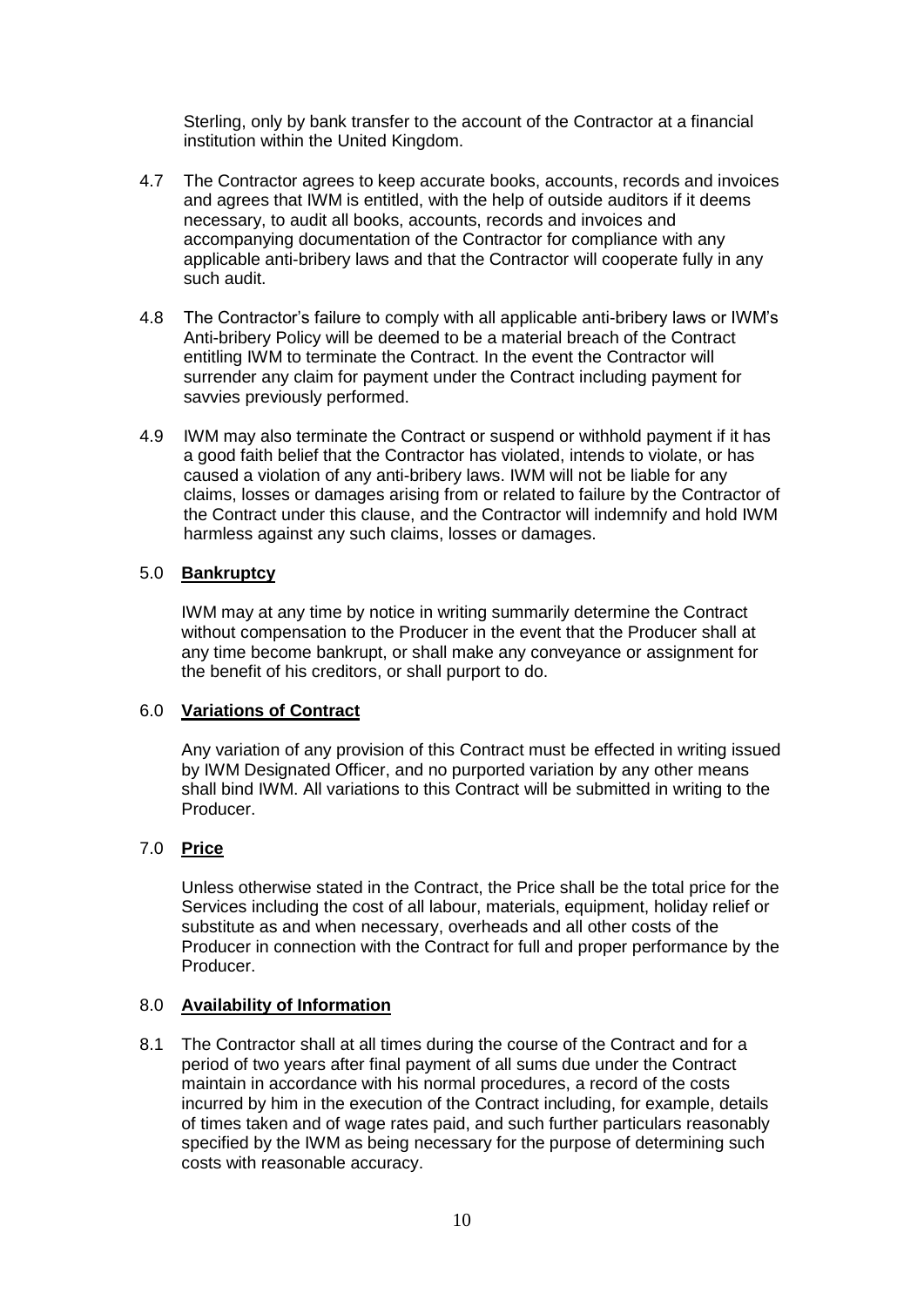Sterling, only by bank transfer to the account of the Contractor at a financial institution within the United Kingdom.

4.7 The Contractor agrees to keep accurate books, accounts, records and invoices and agrees that IWM is entitled, with the help of outside auditors if it deems necessary, to audit all books, accounts, records and invoices and accompanying documentation of the Contractor for compliance with any applicable anti-bribery laws and that the Contractor will cooperate fully in any such audit.

4.8 The Contractor's failure to comply with all applicable anti-bribery laws or IWM's Anti-bribery Policy will be deemed to be a material breach of the Contract entitling IWM to terminate the Contract. In the event the Contractor will surrender any claim for payment under the Contract including payment for savvies previously performed.

4.9 IWM may also terminate the Contract or suspend or withhold payment if it has a good faith belief that the Contractor has violated, intends to violate, or has caused a violation of any anti-bribery laws. IWM will not be liable for any claims, losses or damages arising from or related to failure by the Contractor of the Contract under this clause, and the Contractor will indemnify and hold IWM harmless against any such claims, losses or damages.

## 5.0 **Bankruptcy**

IWM may at any time by notice in writing summarily determine the Contract without compensation to the Producer in the event that the Producer shall at any time become bankrupt, or shall make any conveyance or assignment for the benefit of his creditors, or shall purport to do.

## 6.0 **Variations of Contract**

Any variation of any provision of this Contract must be effected in writing issued by IWM Designated Officer, and no purported variation by any other means shall bind IWM. All variations to this Contract will be submitted in writing to the Producer.

## 7.0 **Price**

Unless otherwise stated in the Contract, the Price shall be the total price for the Services including the cost of all labour, materials, equipment, holiday relief or substitute as and when necessary, overheads and all other costs of the Producer in connection with the Contract for full and proper performance by the Producer.

## 8.0 **Availability of Information**

8.1 The Contractor shall at all times during the course of the Contract and for a period of two years after final payment of all sums due under the Contract maintain in accordance with his normal procedures, a record of the costs incurred by him in the execution of the Contract including, for example, details of times taken and of wage rates paid, and such further particulars reasonably specified by the IWM as being necessary for the purpose of determining such costs with reasonable accuracy.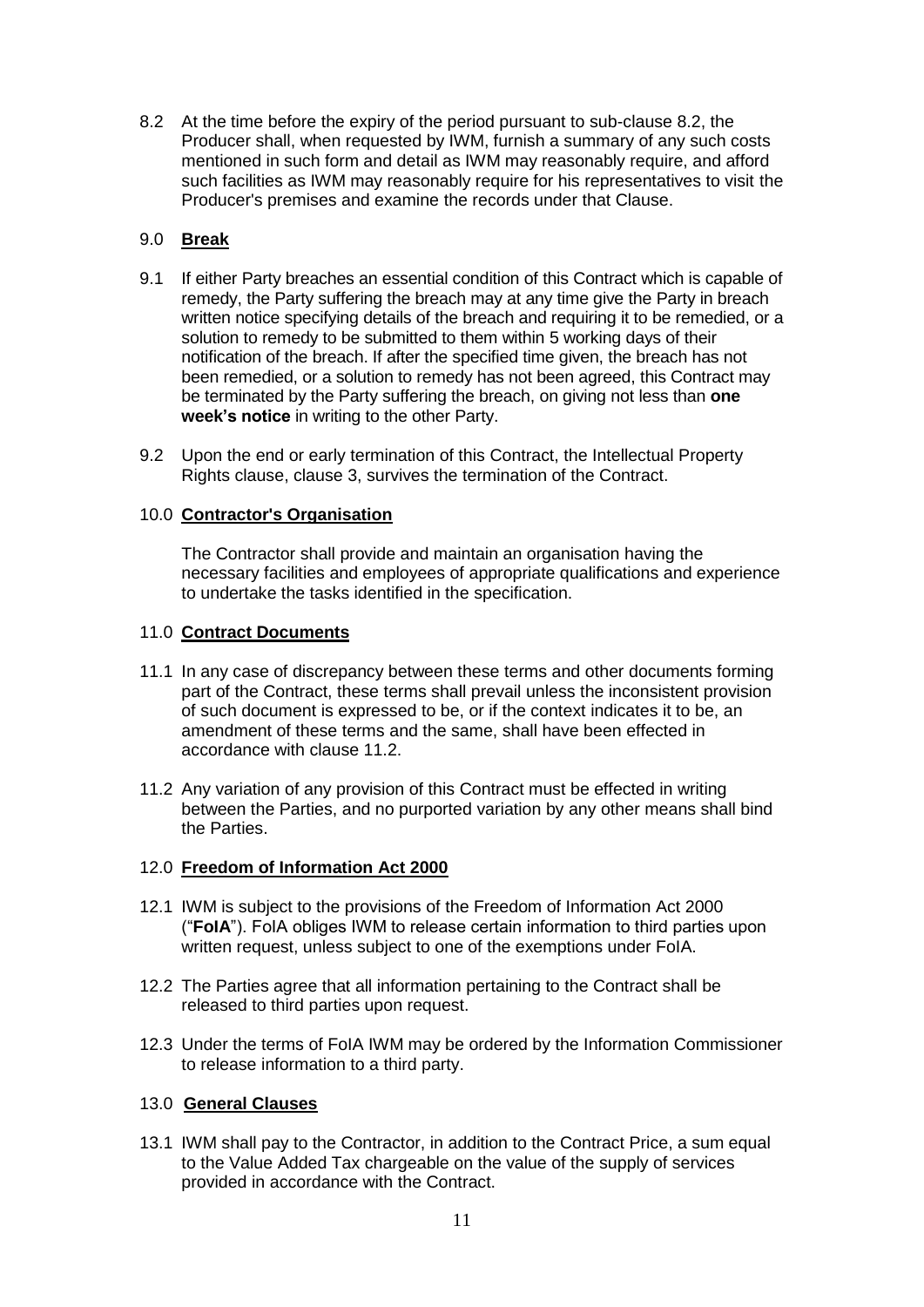8.2 At the time before the expiry of the period pursuant to sub-clause 8.2, the Producer shall, when requested by IWM, furnish a summary of any such costs mentioned in such form and detail as IWM may reasonably require, and afford such facilities as IWM may reasonably require for his representatives to visit the Producer's premises and examine the records under that Clause.

## 9.0 **Break**

9.1 If either Party breaches an essential condition of this Contract which is capable of remedy, the Party suffering the breach may at any time give the Party in breach written notice specifying details of the breach and requiring it to be remedied, or a solution to remedy to be submitted to them within 5 working days of their notification of the breach. If after the specified time given, the breach has not been remedied, or a solution to remedy has not been agreed, this Contract may be terminated by the Party suffering the breach, on giving not less than **one week's notice** in writing to the other Party.

9.2 Upon the end or early termination of this Contract, the Intellectual Property Rights clause, clause 3, survives the termination of the Contract.

## 10.0 **Contractor's Organisation**

The Contractor shall provide and maintain an organisation having the necessary facilities and employees of appropriate qualifications and experience to undertake the tasks identified in the specification.

## 11.0 **Contract Documents**

11.1 In any case of discrepancy between these terms and other documents forming part of the Contract, these terms shall prevail unless the inconsistent provision of such document is expressed to be, or if the context indicates it to be, an amendment of these terms and the same, shall have been effected in accordance with clause 11.2.

11.2 Any variation of any provision of this Contract must be effected in writing between the Parties, and no purported variation by any other means shall bind the Parties.

## 12.0 **Freedom of Information Act 2000**

12.1 IWM is subject to the provisions of the Freedom of Information Act 2000 ("**FoIA**"). FoIA obliges IWM to release certain information to third parties upon written request, unless subject to one of the exemptions under FoIA.

12.2 The Parties agree that all information pertaining to the Contract shall be released to third parties upon request.

12.3 Under the terms of FoIA IWM may be ordered by the Information Commissioner to release information to a third party.

## 13.0 **General Clauses**

13.1 IWM shall pay to the Contractor, in addition to the Contract Price, a sum equal to the Value Added Tax chargeable on the value of the supply of services provided in accordance with the Contract.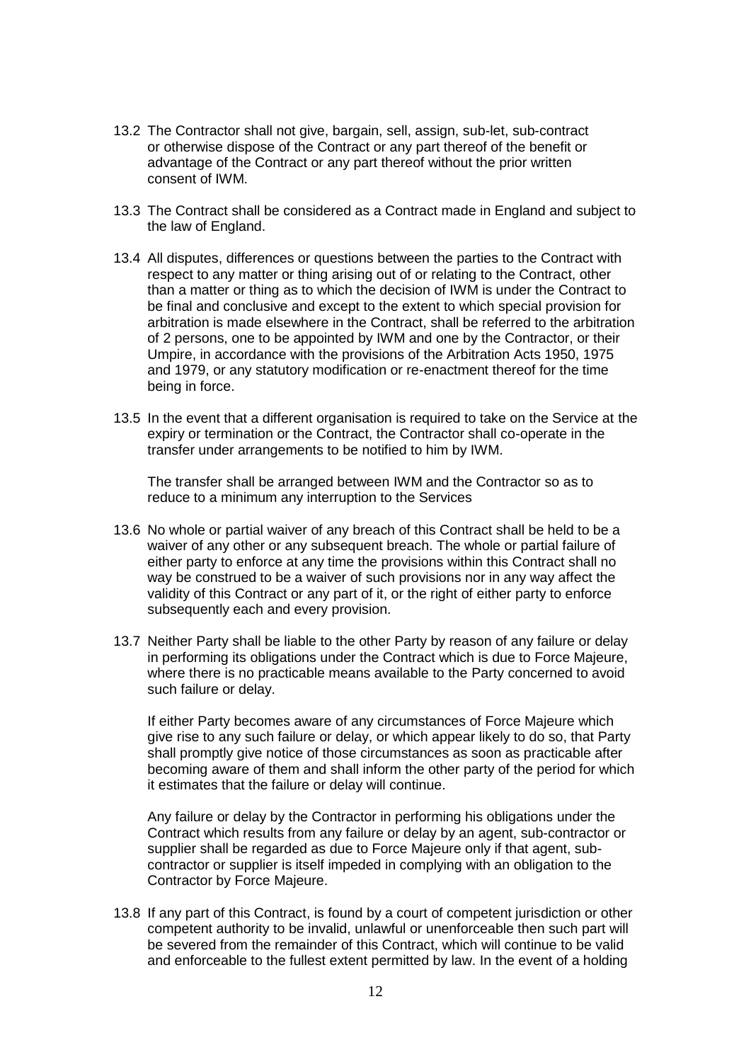13.2 The Contractor shall not give, bargain, sell, assign, sub-let, sub-contract or otherwise dispose of the Contract or any part thereof of the benefit or advantage of the Contract or any part thereof without the prior written consent of IWM.

13.3 The Contract shall be considered as a Contract made in England and subject to the law of England.

13.4 All disputes, differences or questions between the parties to the Contract with respect to any matter or thing arising out of or relating to the Contract, other than a matter or thing as to which the decision of IWM is under the Contract to be final and conclusive and except to the extent to which special provision for arbitration is made elsewhere in the Contract, shall be referred to the arbitration of 2 persons, one to be appointed by IWM and one by the Contractor, or their Umpire, in accordance with the provisions of the Arbitration Acts 1950, 1975 and 1979, or any statutory modification or re-enactment thereof for the time being in force.

13.5 In the event that a different organisation is required to take on the Service at the expiry or termination or the Contract, the Contractor shall co-operate in the transfer under arrangements to be notified to him by IWM.

The transfer shall be arranged between IWM and the Contractor so as to reduce to a minimum any interruption to the Services

13.6 No whole or partial waiver of any breach of this Contract shall be held to be a waiver of any other or any subsequent breach. The whole or partial failure of either party to enforce at any time the provisions within this Contract shall no way be construed to be a waiver of such provisions nor in any way affect the validity of this Contract or any part of it, or the right of either party to enforce subsequently each and every provision.

13.7 Neither Party shall be liable to the other Party by reason of any failure or delay in performing its obligations under the Contract which is due to Force Majeure, where there is no practicable means available to the Party concerned to avoid such failure or delay.

If either Party becomes aware of any circumstances of Force Majeure which give rise to any such failure or delay, or which appear likely to do so, that Party shall promptly give notice of those circumstances as soon as practicable after becoming aware of them and shall inform the other party of the period for which it estimates that the failure or delay will continue.

Any failure or delay by the Contractor in performing his obligations under the Contract which results from any failure or delay by an agent, sub-contractor or supplier shall be regarded as due to Force Majeure only if that agent, sub-contractor or supplier is itself impeded in complying with an obligation to the Contractor by Force Majeure.

13.8 If any part of this Contract, is found by a court of competent jurisdiction or other competent authority to be invalid, unlawful or unenforceable then such part will be severed from the remainder of this Contract, which will continue to be valid and enforceable to the fullest extent permitted by law. In the event of a holding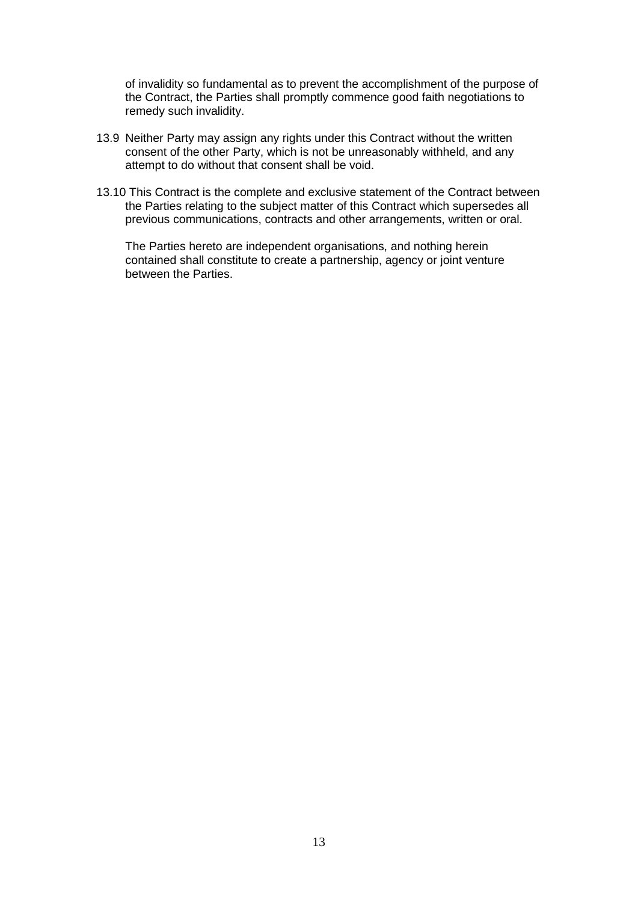of invalidity so fundamental as to prevent the accomplishment of the purpose of the Contract, the Parties shall promptly commence good faith negotiations to remedy such invalidity.

13.9 Neither Party may assign any rights under this Contract without the written consent of the other Party, which is not be unreasonably withheld, and any attempt to do without that consent shall be void.

13.10 This Contract is the complete and exclusive statement of the Contract between the Parties relating to the subject matter of this Contract which supersedes all previous communications, contracts and other arrangements, written or oral.

The Parties hereto are independent organisations, and nothing herein contained shall constitute to create a partnership, agency or joint venture between the Parties.